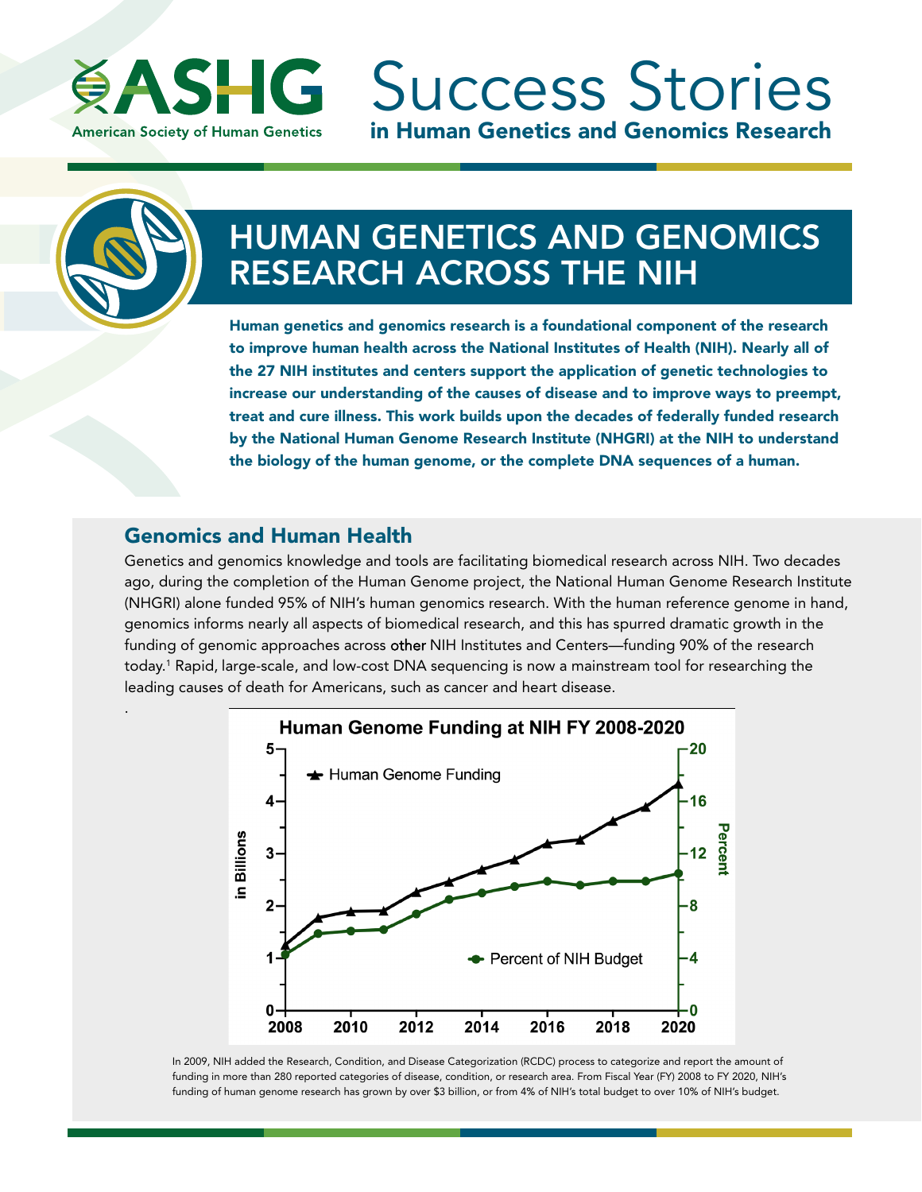# ASHG Success Stories in Human Genetics and Genomics Research

American Society of Human Genetics

## HUMAN GENETICS AND GENOMICS RESEARCH ACROSS THE NIH

**Human genetics and genomics research is a foundational component of the research to improve human health across the National Institutes of Health (NIH). Nearly all of the 27 NIH institutes and centers support the application of genetic technologies to increase our understanding of the causes of disease and to improve ways to preempt, treat and cure illness. This work builds upon the decades of federally funded research by the National Human Genome Research Institute (NHGRI) at the NIH to understand the biology of the human genome, or the complete DNA sequences of a human.**

### Genomics and Human Health

Genetics and genomics knowledge and tools are facilitating biomedical research across NIH. Two decades ago, during the completion of the Human Genome project, the National Human Genome Research Institute (NHGRI) alone funded 95% of NIH's human genomics research. With the human reference genome in hand, genomics informs nearly all aspects of biomedical research, and this has spurred dramatic growth in the funding of genomic approaches across other NIH Institutes and Centers—funding 90% of the research today.[1] Rapid, large-scale, and low-cost DNA sequencing is now a mainstream tool for researching the leading causes of death for Americans, such as cancer and heart disease.

**Human Genome Funding at NIH FY 2008-2020**

In 2009, NIH added the Research, Condition, and Disease Categorization (RCDC) process to categorize and report the amount of funding in more than 280 reported categories of disease, condition, or research area. From Fiscal Year (FY) 2008 to FY 2020, NIH's funding of human genome research has grown by over $3 billion, or from 4% of NIH's total budget to over 10% of NIH's budget.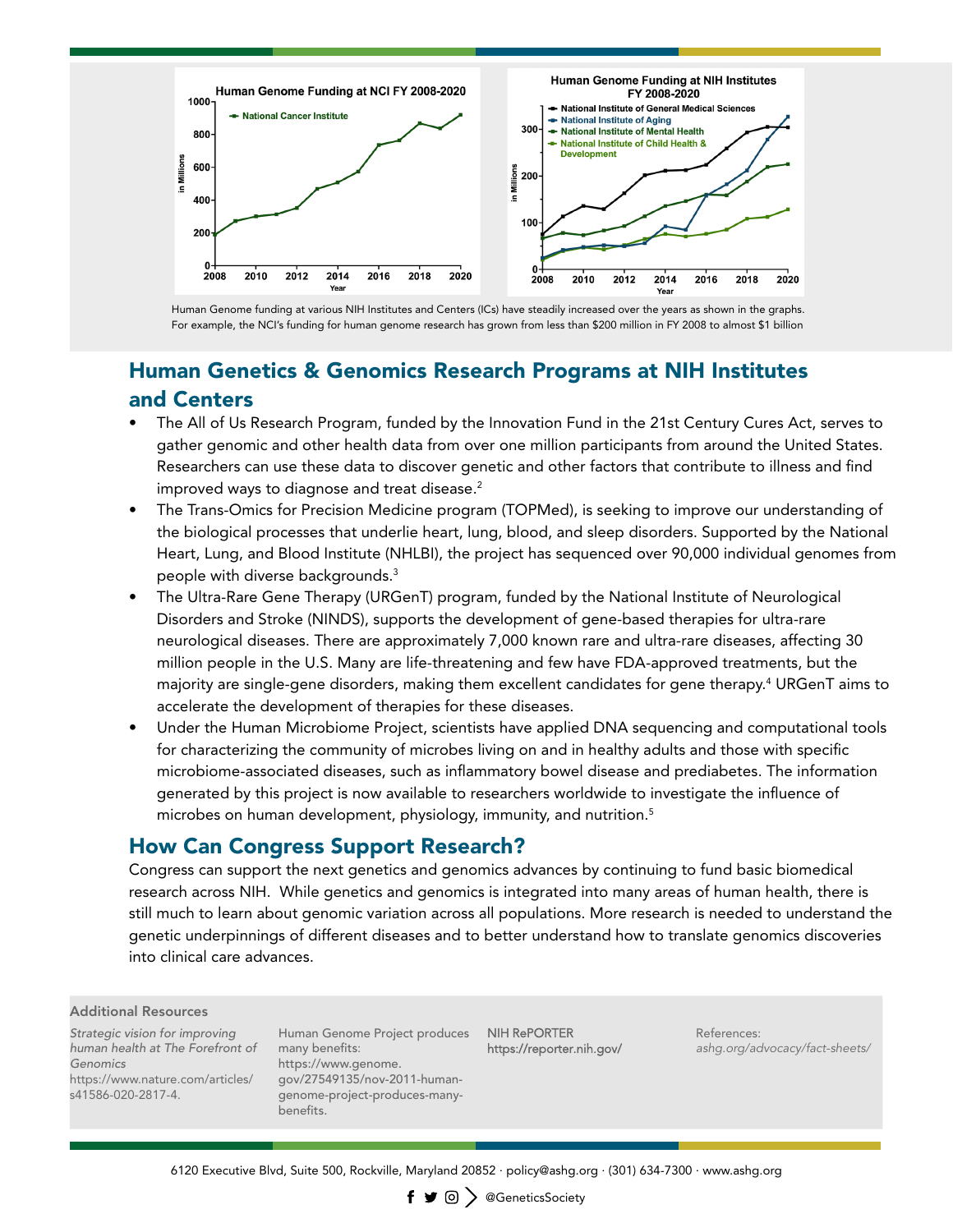Human Genome Funding at NCI FY 2008-2020

National Cancer Institute

in Millions

0
200
400
600
800
1000

2008 2010 2012 2014 2016 2018 2020

Year

Human Genome Funding at NIH Institutes FY 2008-2020

National Institute of General Medical Sciences
National Institute of Aging
National Institute of Mental Health
National Institute of Child Health & Development

in Millions

0
100
200
300

2008 2010 2012 2014 2016 2018 2020

Year

Human Genome funding at various NIH Institutes and Centers (ICs) have steadily increased over the years as shown in the graphs. For example, the NCI's funding for human genome research has grown from less than $200 million in FY 2008 to almost $1 billion

## Human Genetics & Genomics Research Programs at NIH Institutes and Centers

- The All of Us Research Program, funded by the Innovation Fund in the 21st Century Cures Act, serves to gather genomic and other health data from over one million participants from around the United States. Researchers can use these data to discover genetic and other factors that contribute to illness and find improved ways to diagnose and treat disease.[2]
- The Trans-Omics for Precision Medicine program (TOPMed), is seeking to improve our understanding of the biological processes that underlie heart, lung, blood, and sleep disorders. Supported by the National Heart, Lung, and Blood Institute (NHLBI), the project has sequenced over 90,000 individual genomes from people with diverse backgrounds.[3]
- The Ultra-Rare Gene Therapy (URGenT) program, funded by the National Institute of Neurological Disorders and Stroke (NINDS), supports the development of gene-based therapies for ultra-rare neurological diseases. There are approximately 7,000 known rare and ultra-rare diseases, affecting 30 million people in the U.S. Many are life-threatening and few have FDA-approved treatments, but the majority are single-gene disorders, making them excellent candidates for gene therapy.[4] URGenT aims to accelerate the development of therapies for these diseases.
- Under the Human Microbiome Project, scientists have applied DNA sequencing and computational tools for characterizing the community of microbes living on and in healthy adults and those with specific microbiome-associated diseases, such as inflammatory bowel disease and prediabetes. The information generated by this project is now available to researchers worldwide to investigate the influence of microbes on human development, physiology, immunity, and nutrition.[5]

## How Can Congress Support Research?

Congress can support the next genetics and genomics advances by continuing to fund basic biomedical research across NIH. While genetics and genomics is integrated into many areas of human health, there is still much to learn about genomic variation across all populations. More research is needed to understand the genetic underpinnings of different diseases and to better understand how to translate genomics discoveries into clinical care advances.

### Additional Resources

*Strategic vision for improving human health at The Forefront of Genomics*
https://www.nature.com/articles/s41586-020-2817-4.

Human Genome Project produces many benefits:
https://www.genome.gov/27549135/nov-2011-human-genome-project-produces-many-benefits.

NIH RePORTER
https://reporter.nih.gov/

References:
*ashg.org/advocacy/fact-sheets/*

6120 Executive Blvd, Suite 500, Rockville, Maryland 20852 · policy@ashg.org · (301) 634-7300 · www.ashg.org

@GeneticsSociety